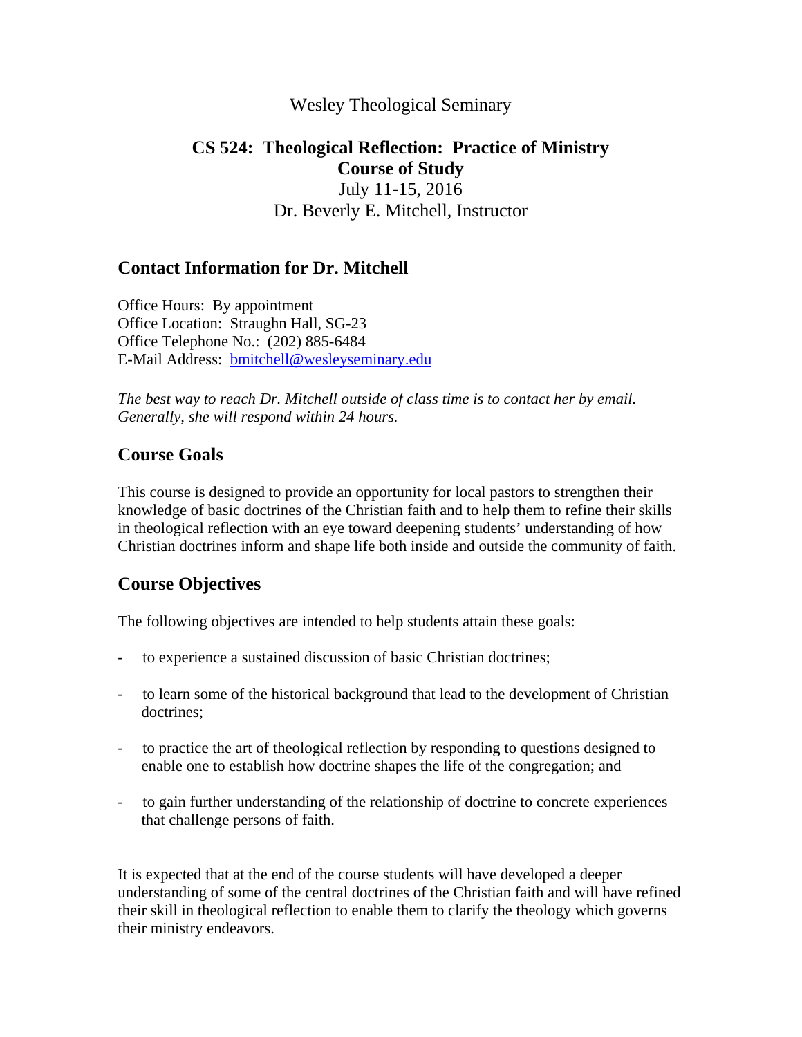Wesley Theological Seminary

# CS 524: Theological Reflection: Practice of Ministry
## Course of Study

July 11-15, 2016

Dr. Beverly E. Mitchell, Instructor

## Contact Information for Dr. Mitchell

Office Hours: By appointment
Office Location: Straughn Hall, SG-23
Office Telephone No.: (202) 885-6484
E-Mail Address: bmitchell@wesleyseminary.edu

*The best way to reach Dr. Mitchell outside of class time is to contact her by email. Generally, she will respond within 24 hours.*

## Course Goals

This course is designed to provide an opportunity for local pastors to strengthen their knowledge of basic doctrines of the Christian faith and to help them to refine their skills in theological reflection with an eye toward deepening students' understanding of how Christian doctrines inform and shape life both inside and outside the community of faith.

## Course Objectives

The following objectives are intended to help students attain these goals:

- to experience a sustained discussion of basic Christian doctrines;

- to learn some of the historical background that lead to the development of Christian doctrines;

- to practice the art of theological reflection by responding to questions designed to enable one to establish how doctrine shapes the life of the congregation; and

- to gain further understanding of the relationship of doctrine to concrete experiences that challenge persons of faith.

It is expected that at the end of the course students will have developed a deeper understanding of some of the central doctrines of the Christian faith and will have refined their skill in theological reflection to enable them to clarify the theology which governs their ministry endeavors.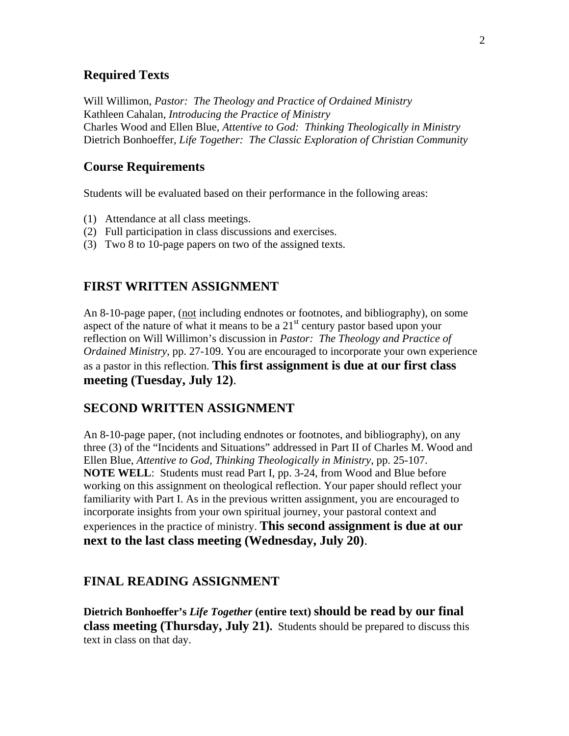## Required Texts

Will Willimon, *Pastor: The Theology and Practice of Ordained Ministry*
Kathleen Cahalan, *Introducing the Practice of Ministry*
Charles Wood and Ellen Blue, *Attentive to God: Thinking Theologically in Ministry*
Dietrich Bonhoeffer, *Life Together: The Classic Exploration of Christian Community*

## Course Requirements

Students will be evaluated based on their performance in the following areas:

(1) Attendance at all class meetings.
(2) Full participation in class discussions and exercises.
(3) Two 8 to 10-page papers on two of the assigned texts.

## FIRST WRITTEN ASSIGNMENT

An 8-10-page paper, (<u>not</u> including endnotes or footnotes, and bibliography), on some aspect of the nature of what it means to be a 21st century pastor based upon your reflection on Will Willimon's discussion in *Pastor: The Theology and Practice of Ordained Ministry*, pp. 27-109. You are encouraged to incorporate your own experience as a pastor in this reflection. **This first assignment is due at our first class meeting (Tuesday, July 12)**.

## SECOND WRITTEN ASSIGNMENT

An 8-10-page paper, (not including endnotes or footnotes, and bibliography), on any three (3) of the "Incidents and Situations" addressed in Part II of Charles M. Wood and Ellen Blue, *Attentive to God, Thinking Theologically in Ministry*, pp. 25-107. **NOTE WELL**: Students must read Part I, pp. 3-24, from Wood and Blue before working on this assignment on theological reflection. Your paper should reflect your familiarity with Part I. As in the previous written assignment, you are encouraged to incorporate insights from your own spiritual journey, your pastoral context and experiences in the practice of ministry. **This second assignment is due at our next to the last class meeting (Wednesday, July 20)**.

## FINAL READING ASSIGNMENT

**Dietrich Bonhoeffer's *Life Together* (entire text) should be read by our final class meeting (Thursday, July 21).** Students should be prepared to discuss this text in class on that day.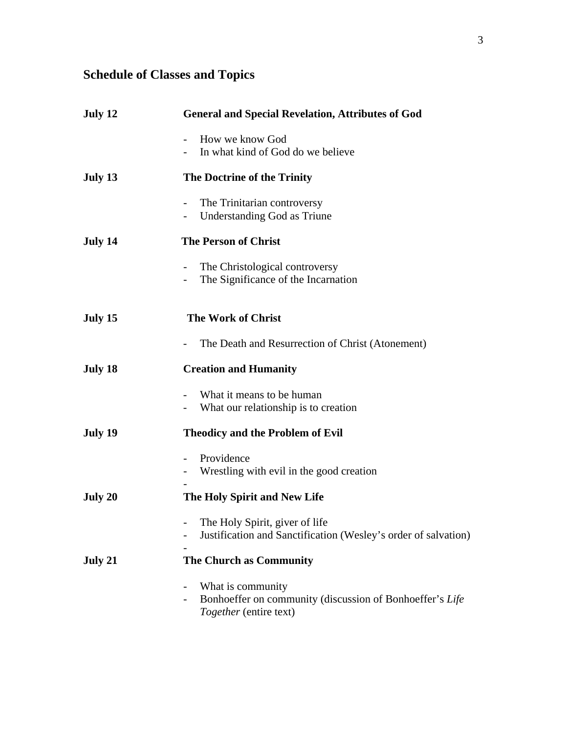## Schedule of Classes and Topics

**July 12** **General and Special Revelation, Attributes of God**

- How we know God
- In what kind of God do we believe

**July 13** **The Doctrine of the Trinity**

- The Trinitarian controversy
- Understanding God as Triune

**July 14** **The Person of Christ**

- The Christological controversy
- The Significance of the Incarnation

**July 15** **The Work of Christ**

- The Death and Resurrection of Christ (Atonement)

**July 18** **Creation and Humanity**

- What it means to be human
- What our relationship is to creation

**July 19** **Theodicy and the Problem of Evil**

- Providence
- Wrestling with evil in the good creation
-

**July 20** **The Holy Spirit and New Life**

- The Holy Spirit, giver of life
- Justification and Sanctification (Wesley's order of salvation)
-

**July 21** **The Church as Community**

- What is community
- Bonhoeffer on community (discussion of Bonhoeffer's *Life Together* (entire text)